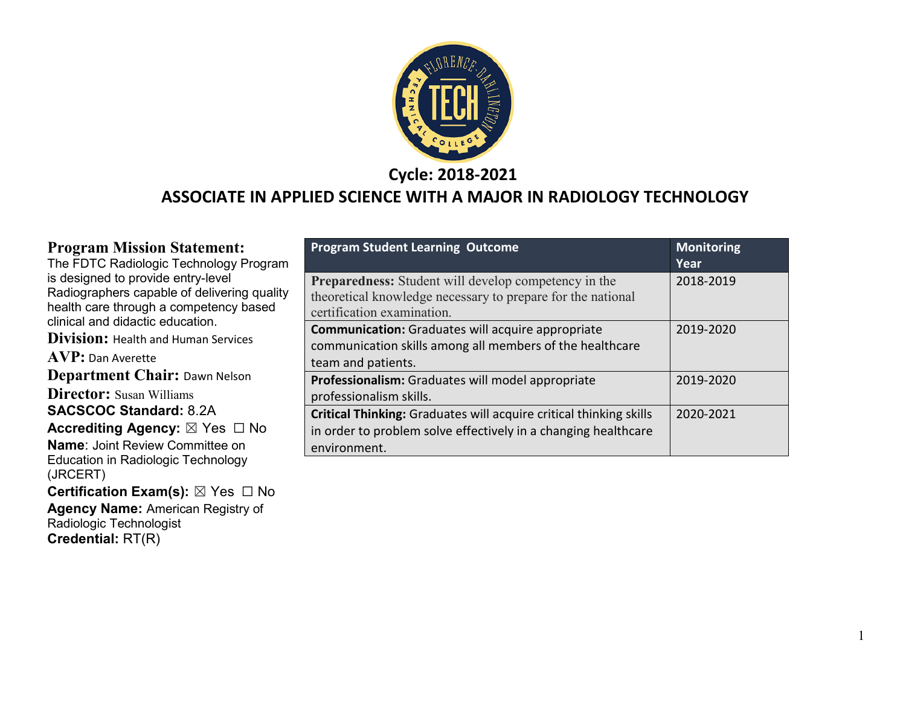## Cycle: 2018-2021

# ASSOCIATE IN APPLIED SCIENCE WITH A MAJOR IN RADIOLOGY TECHNOLOGY

**Program Mission Statement:**
The FDTC Radiologic Technology Program is designed to provide entry-level Radiographers capable of delivering quality health care through a competency based clinical and didactic education.

**Division:** Health and Human Services

**AVP:** Dan Averette

**Department Chair:** Dawn Nelson

**Director:** Susan Williams

**SACSCOC Standard:** 8.2A

**Accrediting Agency:** ☒ Yes ☐ No

**Name**: Joint Review Committee on Education in Radiologic Technology (JRCERT)

**Certification Exam(s):** ☒ Yes ☐ No

**Agency Name:** American Registry of Radiologic Technologist

**Credential:** RT(R)

| Program Student Learning Outcome | Monitoring Year |
|---|---|
| **Preparedness:** Student will develop competency in the theoretical knowledge necessary to prepare for the national certification examination. | 2018-2019 |
| **Communication:** Graduates will acquire appropriate communication skills among all members of the healthcare team and patients. | 2019-2020 |
| **Professionalism:** Graduates will model appropriate professionalism skills. | 2019-2020 |
| **Critical Thinking:** Graduates will acquire critical thinking skills in order to problem solve effectively in a changing healthcare environment. | 2020-2021 |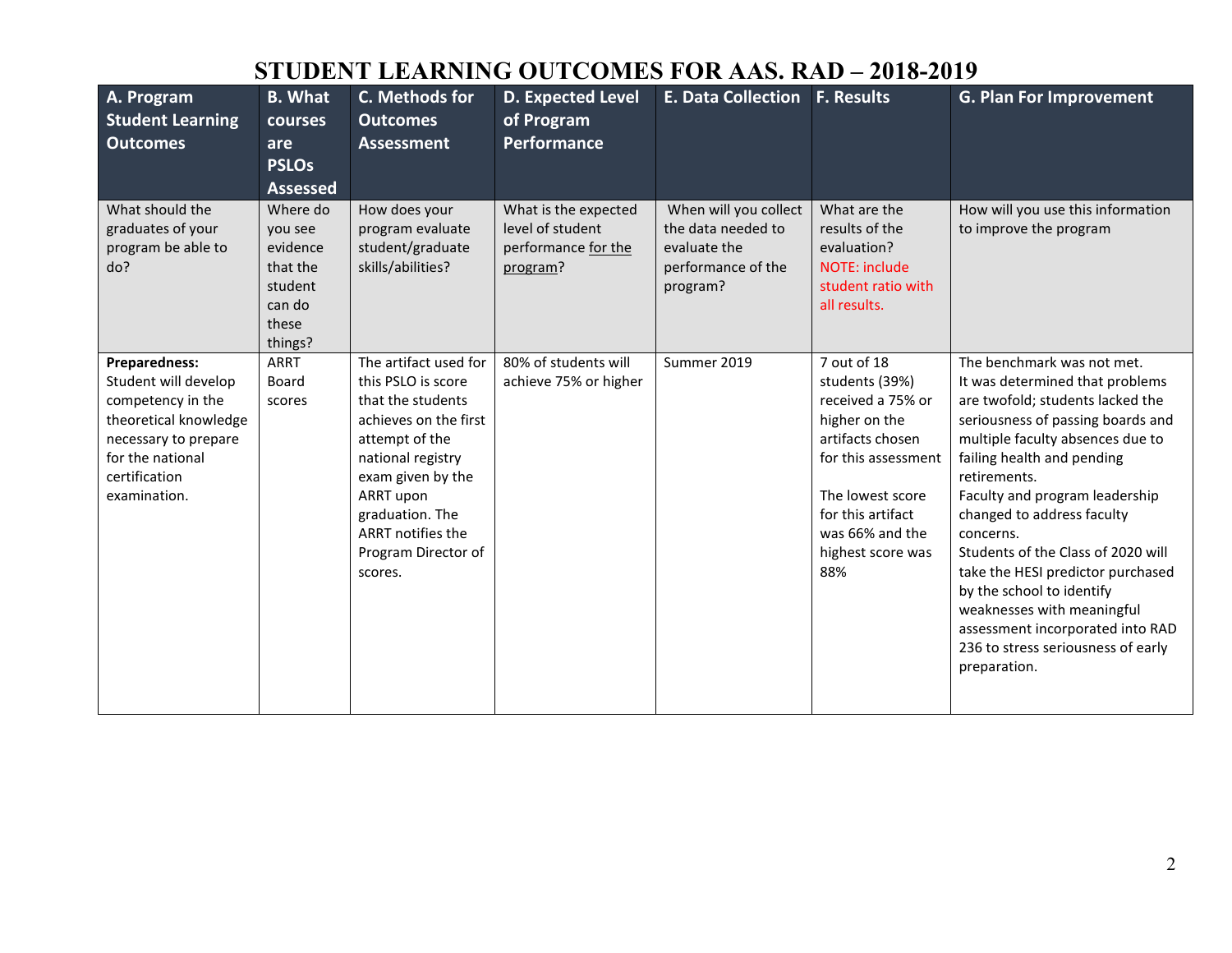# STUDENT LEARNING OUTCOMES FOR AAS. RAD – 2018-2019

| A. Program Student Learning Outcomes | B. What courses are PSLOs Assessed | C. Methods for Outcomes Assessment | D. Expected Level of Program Performance | E. Data Collection | F. Results | G. Plan For Improvement |
|---|---|---|---|---|---|---|
| What should the graduates of your program be able to do? | Where do you see evidence that the student can do these things? | How does your program evaluate student/graduate skills/abilities? | What is the expected level of student performance for the program? | When will you collect the data needed to evaluate the performance of the program? | What are the results of the evaluation? NOTE: include student ratio with all results. | How will you use this information to improve the program |
| **Preparedness:** Student will develop competency in the theoretical knowledge necessary to prepare for the national certification examination. | ARRT Board scores | The artifact used for this PSLO is score that the students achieves on the first attempt of the national registry exam given by the ARRT upon graduation. The ARRT notifies the Program Director of scores. | 80% of students will achieve 75% or higher | Summer 2019 | 7 out of 18 students (39%) received a 75% or higher on the artifacts chosen for this assessment<br><br>The lowest score for this artifact was 66% and the highest score was 88% | The benchmark was not met.<br>It was determined that problems are twofold; students lacked the seriousness of passing boards and multiple faculty absences due to failing health and pending retirements.<br>Faculty and program leadership changed to address faculty concerns.<br>Students of the Class of 2020 will take the HESI predictor purchased by the school to identify weaknesses with meaningful assessment incorporated into RAD 236 to stress seriousness of early preparation. |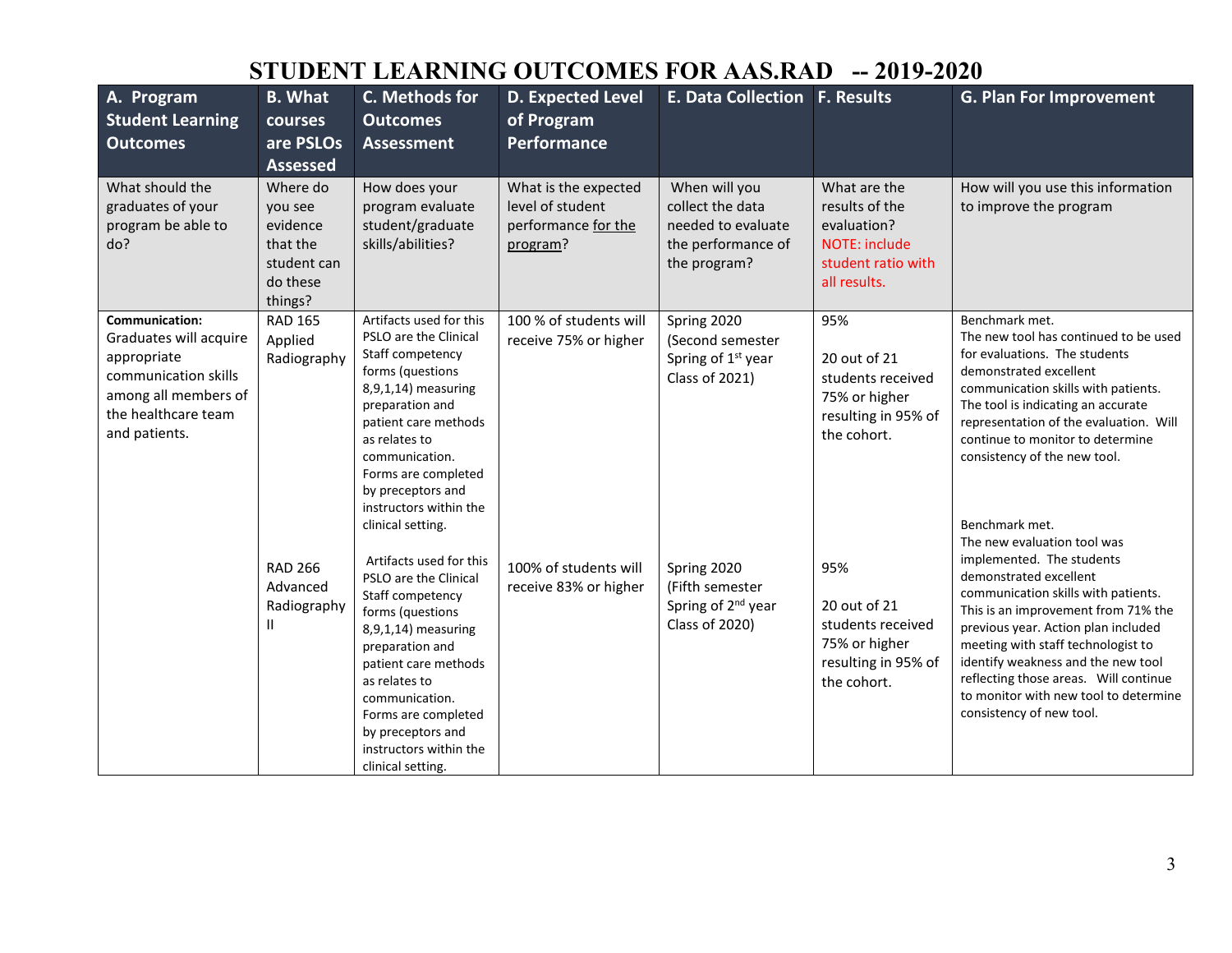# STUDENT LEARNING OUTCOMES FOR AAS.RAD -- 2019-2020

| A. Program Student Learning Outcomes | B. What courses are PSLOs Assessed | C. Methods for Outcomes Assessment | D. Expected Level of Program Performance | E. Data Collection | F. Results | G. Plan For Improvement |
|---|---|---|---|---|---|---|
| What should the graduates of your program be able to do? | Where do you see evidence that the student can do these things? | How does your program evaluate student/graduate skills/abilities? | What is the expected level of student performance for the program? | When will you collect the data needed to evaluate the performance of the program? | What are the results of the evaluation? NOTE: include student ratio with all results. | How will you use this information to improve the program |
| **Communication:** Graduates will acquire appropriate communication skills among all members of the healthcare team and patients. | RAD 165 Applied Radiography | Artifacts used for this PSLO are the Clinical Staff competency forms (questions 8,9,1,14) measuring preparation and patient care methods as relates to communication. Forms are completed by preceptors and instructors within the clinical setting. | 100 % of students will receive 75% or higher | Spring 2020 (Second semester Spring of 1st year Class of 2021) | 95%<br><br>20 out of 21 students received 75% or higher resulting in 95% of the cohort. | Benchmark met.<br>The new tool has continued to be used for evaluations. The students demonstrated excellent communication skills with patients. The tool is indicating an accurate representation of the evaluation. Will continue to monitor to determine consistency of the new tool. |
| | RAD 266 Advanced Radiography II | Artifacts used for this PSLO are the Clinical Staff competency forms (questions 8,9,1,14) measuring preparation and patient care methods as relates to communication. Forms are completed by preceptors and instructors within the clinical setting. | 100% of students will receive 83% or higher | Spring 2020 (Fifth semester Spring of 2nd year Class of 2020) | 95%<br><br>20 out of 21 students received 75% or higher resulting in 95% of the cohort. | Benchmark met.<br>The new evaluation tool was implemented. The students demonstrated excellent communication skills with patients. This is an improvement from 71% the previous year. Action plan included meeting with staff technologist to identify weakness and the new tool reflecting those areas. Will continue to monitor with new tool to determine consistency of new tool. |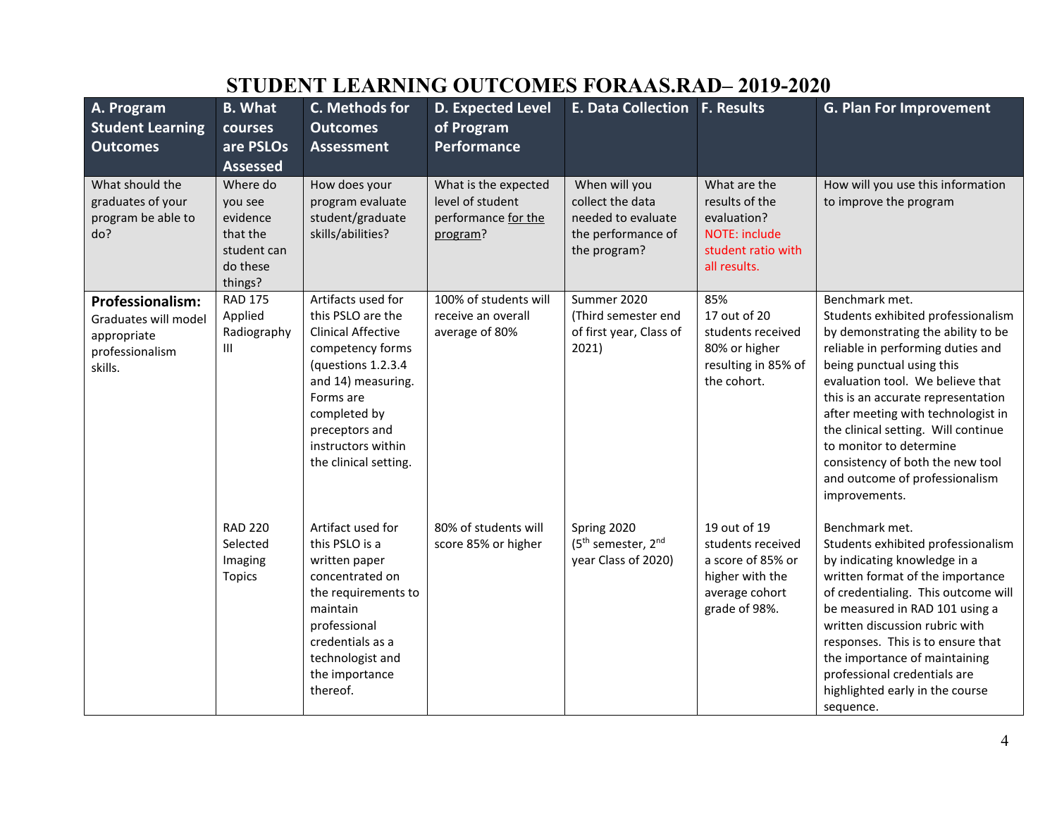# STUDENT LEARNING OUTCOMES FORAAS.RAD– 2019-2020

| A. Program Student Learning Outcomes | B. What courses are PSLOs Assessed | C. Methods for Outcomes Assessment | D. Expected Level of Program Performance | E. Data Collection | F. Results | G. Plan For Improvement |
|---|---|---|---|---|---|---|
| What should the graduates of your program be able to do? | Where do you see evidence that the student can do these things? | How does your program evaluate student/graduate skills/abilities? | What is the expected level of student performance for the program? | When will you collect the data needed to evaluate the performance of the program? | What are the results of the evaluation? NOTE: include student ratio with all results. | How will you use this information to improve the program |
| **Professionalism:** Graduates will model appropriate professionalism skills. | RAD 175 Applied Radiography III | Artifacts used for this PSLO are the Clinical Affective competency forms (questions 1.2.3.4 and 14) measuring. Forms are completed by preceptors and instructors within the clinical setting. | 100% of students will receive an overall average of 80% | Summer 2020 (Third semester end of first year, Class of 2021) | 85% 17 out of 20 students received 80% or higher resulting in 85% of the cohort. | Benchmark met. Students exhibited professionalism by demonstrating the ability to be reliable in performing duties and being punctual using this evaluation tool. We believe that this is an accurate representation after meeting with technologist in the clinical setting. Will continue to monitor to determine consistency of both the new tool and outcome of professionalism improvements. |
| | RAD 220 Selected Imaging Topics | Artifact used for this PSLO is a written paper concentrated on the requirements to maintain professional credentials as a technologist and the importance thereof. | 80% of students will score 85% or higher | Spring 2020 (5th semester, 2nd year Class of 2020) | 19 out of 19 students received a score of 85% or higher with the average cohort grade of 98%. | Benchmark met. Students exhibited professionalism by indicating knowledge in a written format of the importance of credentialing. This outcome will be measured in RAD 101 using a written discussion rubric with responses. This is to ensure that the importance of maintaining professional credentials are highlighted early in the course sequence. |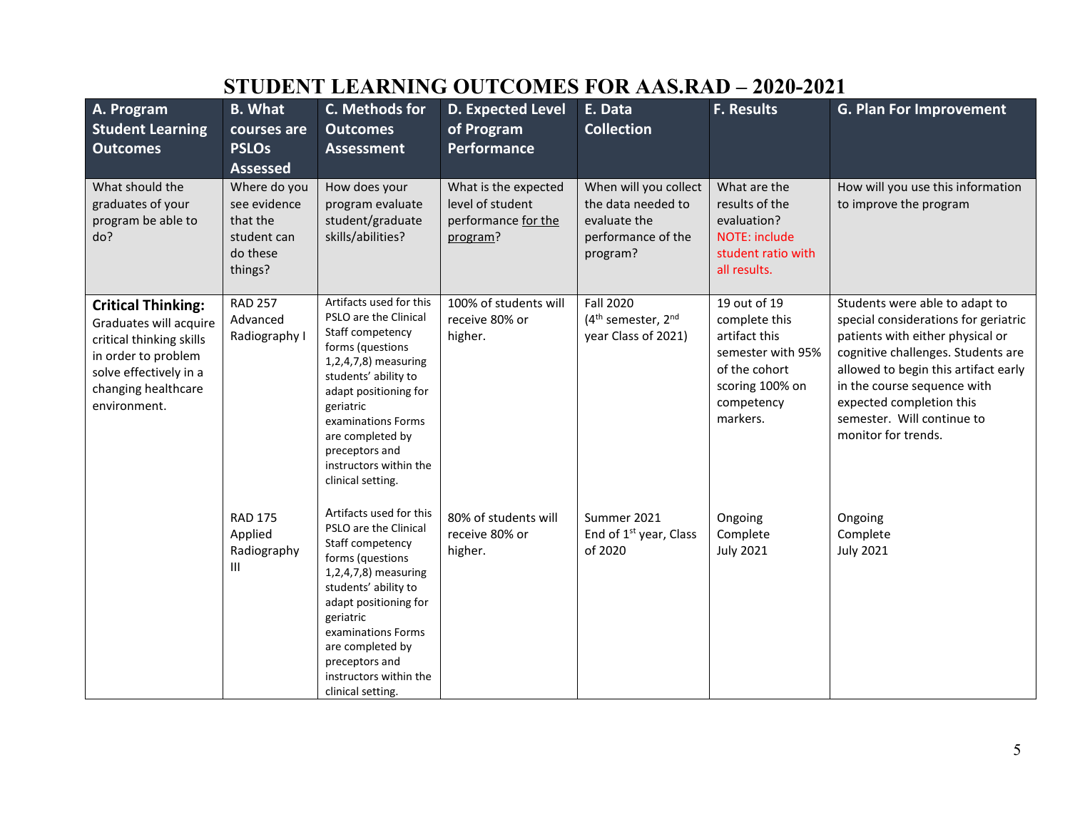# STUDENT LEARNING OUTCOMES FOR AAS.RAD – 2020-2021

| A. Program Student Learning Outcomes | B. What courses are PSLOs Assessed | C. Methods for Outcomes Assessment | D. Expected Level of Program Performance | E. Data Collection | F. Results | G. Plan For Improvement |
|---|---|---|---|---|---|---|
| What should the graduates of your program be able to do? | Where do you see evidence that the student can do these things? | How does your program evaluate student/graduate skills/abilities? | What is the expected level of student performance for the program? | When will you collect the data needed to evaluate the performance of the program? | What are the results of the evaluation? NOTE: include student ratio with all results. | How will you use this information to improve the program |
| **Critical Thinking:** Graduates will acquire critical thinking skills in order to problem solve effectively in a changing healthcare environment. | RAD 257 Advanced Radiography I | Artifacts used for this PSLO are the Clinical Staff competency forms (questions 1,2,4,7,8) measuring students' ability to adapt positioning for geriatric examinations Forms are completed by preceptors and instructors within the clinical setting. | 100% of students will receive 80% or higher. | Fall 2020 (4th semester, 2nd year Class of 2021) | 19 out of 19 complete this artifact this semester with 95% of the cohort scoring 100% on competency markers. | Students were able to adapt to special considerations for geriatric patients with either physical or cognitive challenges. Students are allowed to begin this artifact early in the course sequence with expected completion this semester. Will continue to monitor for trends. |
| | RAD 175 Applied Radiography III | Artifacts used for this PSLO are the Clinical Staff competency forms (questions 1,2,4,7,8) measuring students' ability to adapt positioning for geriatric examinations Forms are completed by preceptors and instructors within the clinical setting. | 80% of students will receive 80% or higher. | Summer 2021 End of 1st year, Class of 2020 | Ongoing Complete July 2021 | Ongoing Complete July 2021 |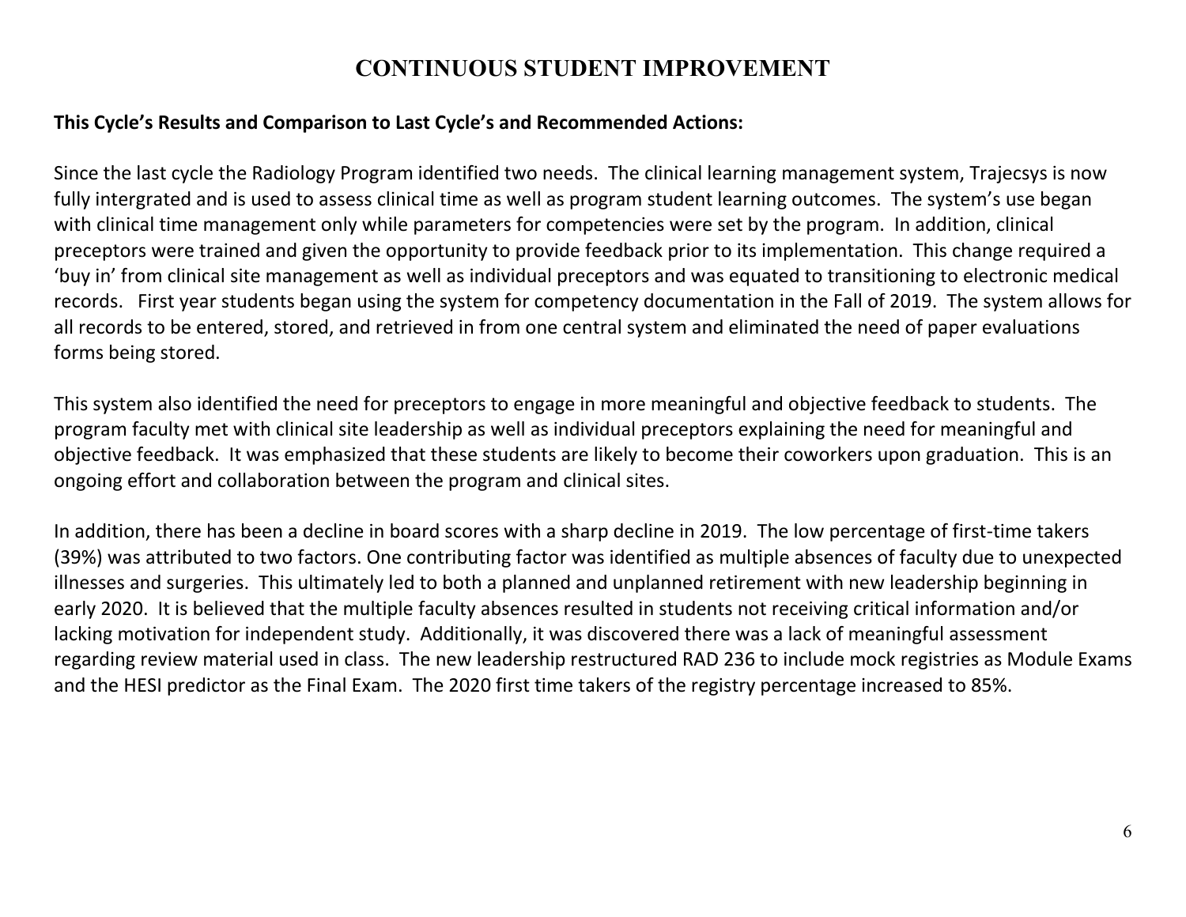# CONTINUOUS STUDENT IMPROVEMENT

**This Cycle's Results and Comparison to Last Cycle's and Recommended Actions:**

Since the last cycle the Radiology Program identified two needs. The clinical learning management system, Trajecsys is now fully intergrated and is used to assess clinical time as well as program student learning outcomes. The system's use began with clinical time management only while parameters for competencies were set by the program. In addition, clinical preceptors were trained and given the opportunity to provide feedback prior to its implementation. This change required a 'buy in' from clinical site management as well as individual preceptors and was equated to transitioning to electronic medical records. First year students began using the system for competency documentation in the Fall of 2019. The system allows for all records to be entered, stored, and retrieved in from one central system and eliminated the need of paper evaluations forms being stored.

This system also identified the need for preceptors to engage in more meaningful and objective feedback to students. The program faculty met with clinical site leadership as well as individual preceptors explaining the need for meaningful and objective feedback. It was emphasized that these students are likely to become their coworkers upon graduation. This is an ongoing effort and collaboration between the program and clinical sites.

In addition, there has been a decline in board scores with a sharp decline in 2019. The low percentage of first-time takers (39%) was attributed to two factors. One contributing factor was identified as multiple absences of faculty due to unexpected illnesses and surgeries. This ultimately led to both a planned and unplanned retirement with new leadership beginning in early 2020. It is believed that the multiple faculty absences resulted in students not receiving critical information and/or lacking motivation for independent study. Additionally, it was discovered there was a lack of meaningful assessment regarding review material used in class. The new leadership restructured RAD 236 to include mock registries as Module Exams and the HESI predictor as the Final Exam. The 2020 first time takers of the registry percentage increased to 85%.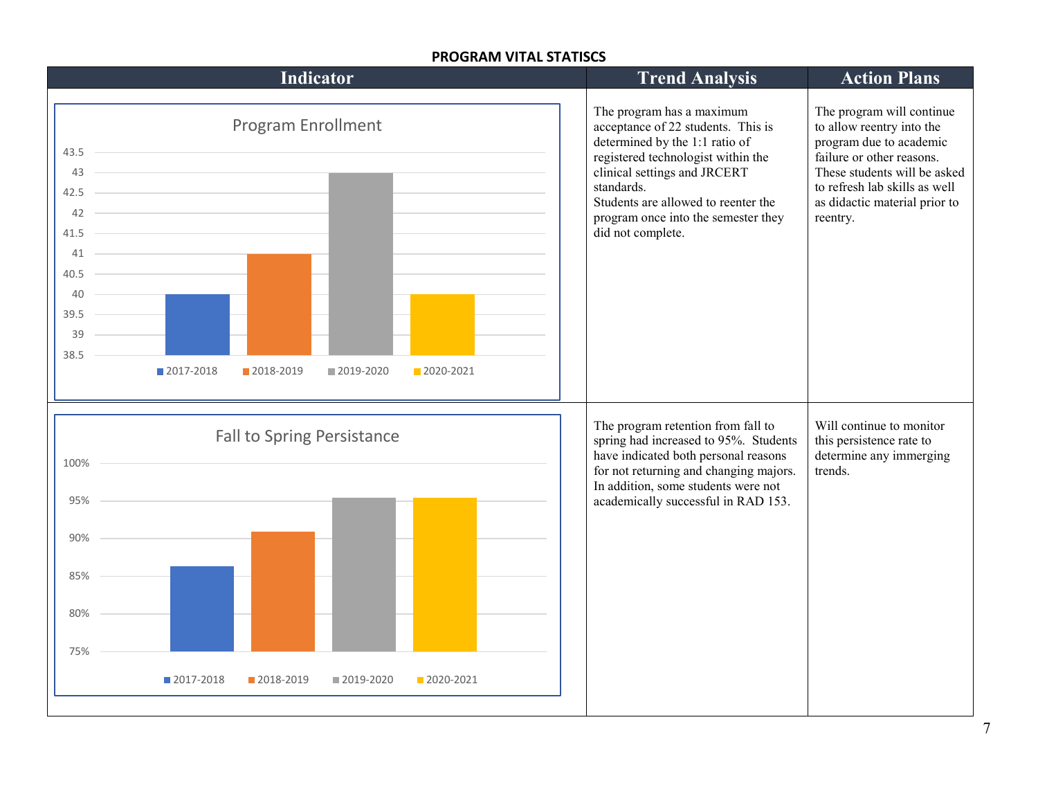**PROGRAM VITAL STATISCS**

| Indicator | Trend Analysis | Action Plans |
|---|---|---|
| Program Enrollment<br><br>2017-2018: 40<br>2018-2019: 41<br>2019-2020: 43<br>2020-2021: 40 | The program has a maximum acceptance of 22 students. This is determined by the 1:1 ratio of registered technologist within the clinical settings and JRCERT standards.<br>Students are allowed to reenter the program once into the semester they did not complete. | The program will continue to allow reentry into the program due to academic failure or other reasons. These students will be asked to refresh lab skills as well as didactic material prior to reentry. |
| Fall to Spring Persistance<br><br>2017-2018<br>2018-2019<br>2019-2020<br>2020-2021 | The program retention from fall to spring had increased to 95%. Students have indicated both personal reasons for not returning and changing majors. In addition, some students were not academically successful in RAD 153. | Will continue to monitor this persistence rate to determine any immerging trends. |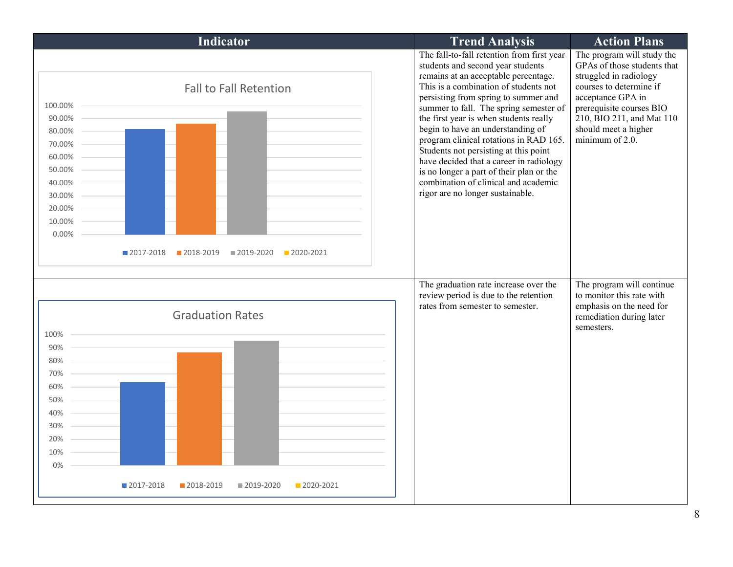| Indicator | Trend Analysis | Action Plans |
|---|---|---|
| **Fall to Fall Retention**<br>100.00%<br>90.00%<br>80.00%<br>70.00%<br>60.00%<br>50.00%<br>40.00%<br>30.00%<br>20.00%<br>10.00%<br>0.00%<br>2017-2018 2018-2019 2019-2020 2020-2021 | The fall-to-fall retention from first year students and second year students remains at an acceptable percentage. This is a combination of students not persisting from spring to summer and summer to fall. The spring semester of the first year is when students really begin to have an understanding of program clinical rotations in RAD 165. Students not persisting at this point have decided that a career in radiology is no longer a part of their plan or the combination of clinical and academic rigor are no longer sustainable. | The program will study the GPAs of those students that struggled in radiology courses to determine if acceptance GPA in prerequisite courses BIO 210, BIO 211, and Mat 110 should meet a higher minimum of 2.0. |
| **Graduation Rates**<br>100%<br>90%<br>80%<br>70%<br>60%<br>50%<br>40%<br>30%<br>20%<br>10%<br>0%<br>2017-2018 2018-2019 2019-2020 2020-2021 | The graduation rate increase over the review period is due to the retention rates from semester to semester. | The program will continue to monitor this rate with emphasis on the need for remediation during later semesters. |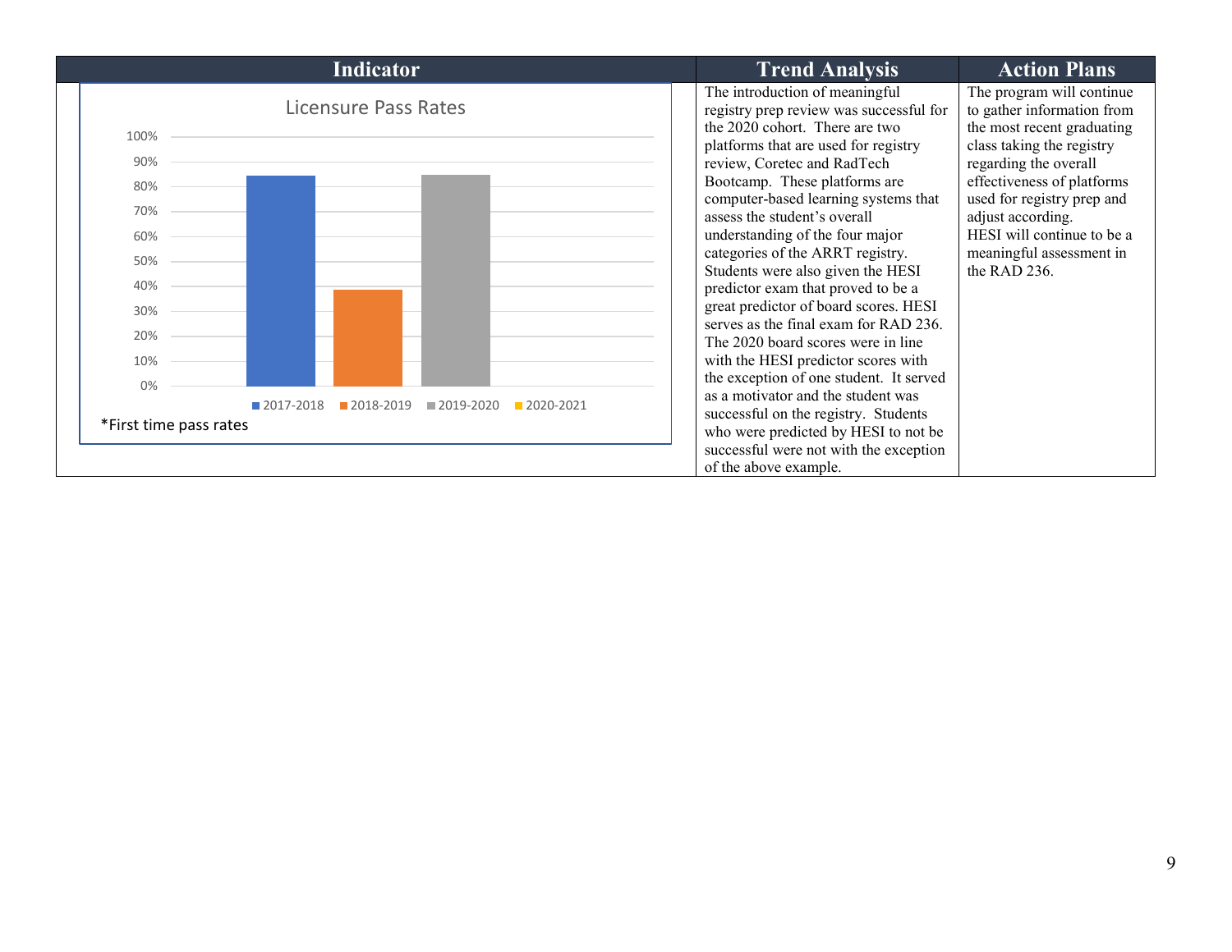| Indicator | Trend Analysis | Action Plans |
| --- | --- | --- |
| Licensure Pass Rates<br>100%<br>90%<br>80%<br>70%<br>60%<br>50%<br>40%<br>30%<br>20%<br>10%<br>0%<br>2017-2018 2018-2019 2019-2020 2020-2021<br>*First time pass rates | The introduction of meaningful registry prep review was successful for the 2020 cohort. There are two platforms that are used for registry review, Coretec and RadTech Bootcamp. These platforms are computer-based learning systems that assess the student's overall understanding of the four major categories of the ARRT registry. Students were also given the HESI predictor exam that proved to be a great predictor of board scores. HESI serves as the final exam for RAD 236. The 2020 board scores were in line with the HESI predictor scores with the exception of one student. It served as a motivator and the student was successful on the registry. Students who were predicted by HESI to not be successful were not with the exception of the above example. | The program will continue to gather information from the most recent graduating class taking the registry regarding the overall effectiveness of platforms used for registry prep and adjust according.<br>HESI will continue to be a meaningful assessment in the RAD 236. |